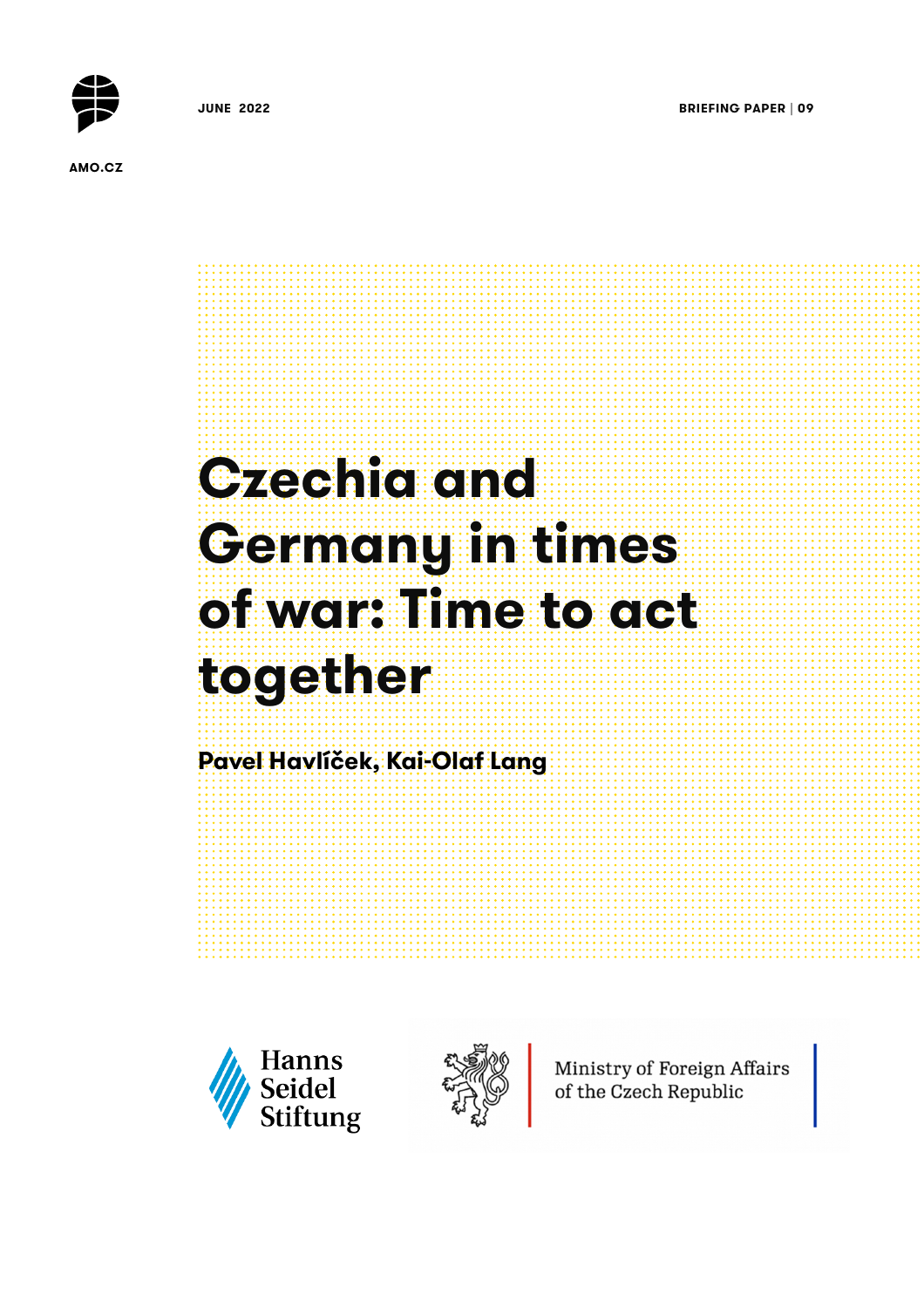AMO.CZ

JUNE 2022

BRIEFING PAPER | 09

# Czechia and Germany in times of war: Time to act together

**Pavel Havlíček, Kai-Olaf Lang**

Hanns Seidel Stiftung

Ministry of Foreign Affairs of the Czech Republic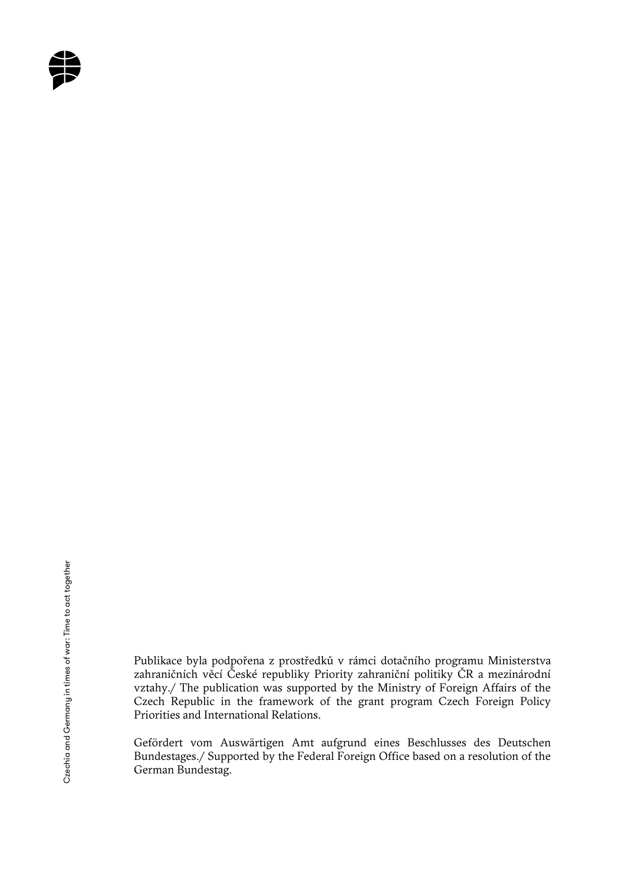Publikace byla podpořena z prostředků v rámci dotačního programu Ministerstva zahraničních věcí České republiky Priority zahraniční politiky ČR a mezinárodní vztahy./ The publication was supported by the Ministry of Foreign Affairs of the Czech Republic in the framework of the grant program Czech Foreign Policy Priorities and International Relations.

Gefördert vom Auswärtigen Amt aufgrund eines Beschlusses des Deutschen Bundestages./ Supported by the Federal Foreign Office based on a resolution of the German Bundestag.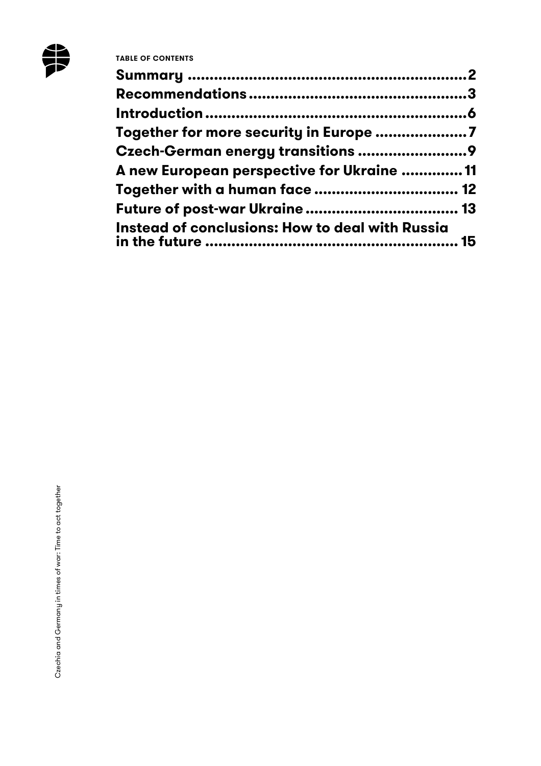**TABLE OF CONTENTS**

**Summary** ..................................................................2
**Recommendations**.......................................................3
**Introduction**...............................................................6
**Together for more security in Europe** .......................7
**Czech-German energy transitions** ..........................9
**A new European perspective for Ukraine** ..............11
**Together with a human face** ................................. 12
**Future of post-war Ukraine** .................................. 13
**Instead of conclusions: How to deal with Russia in the future** ........................................................... 15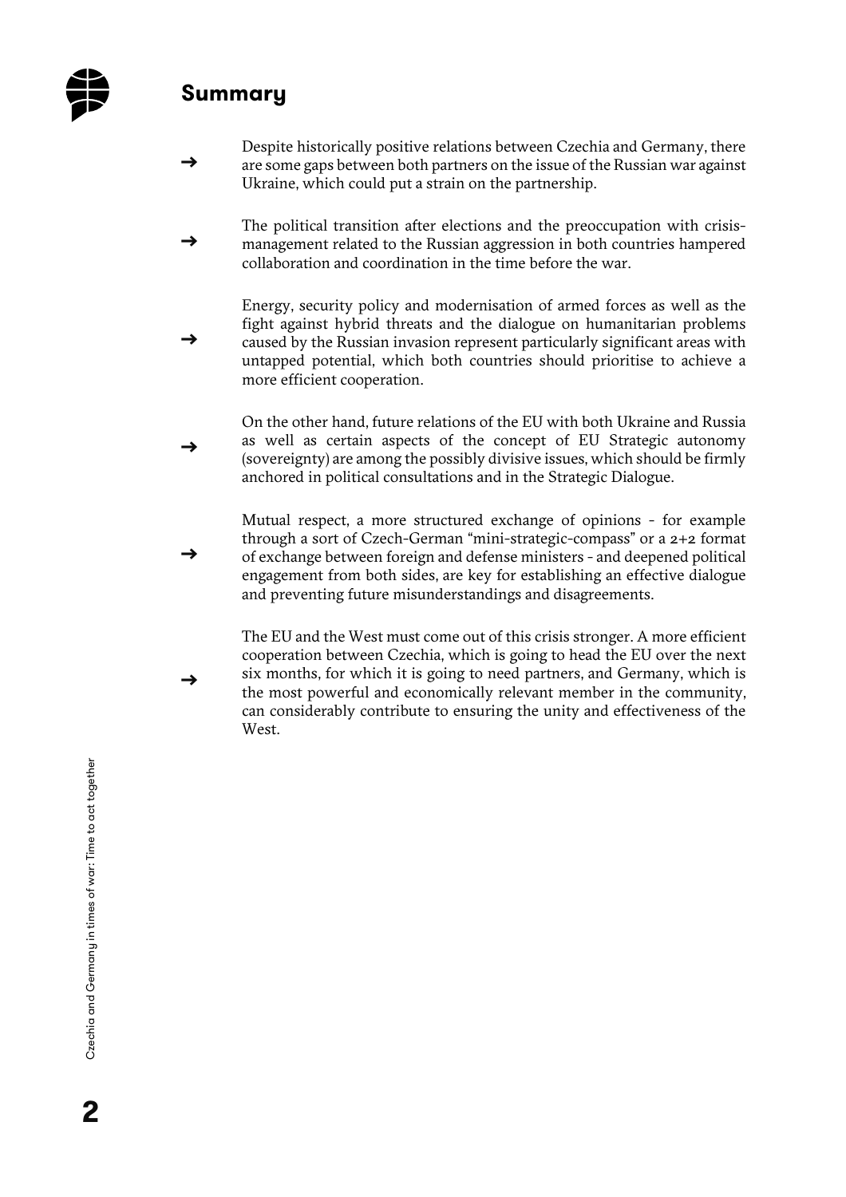## Summary

- Despite historically positive relations between Czechia and Germany, there are some gaps between both partners on the issue of the Russian war against Ukraine, which could put a strain on the partnership.
- The political transition after elections and the preoccupation with crisis-management related to the Russian aggression in both countries hampered collaboration and coordination in the time before the war.
- Energy, security policy and modernisation of armed forces as well as the fight against hybrid threats and the dialogue on humanitarian problems caused by the Russian invasion represent particularly significant areas with untapped potential, which both countries should prioritise to achieve a more efficient cooperation.
- On the other hand, future relations of the EU with both Ukraine and Russia as well as certain aspects of the concept of EU Strategic autonomy (sovereignty) are among the possibly divisive issues, which should be firmly anchored in political consultations and in the Strategic Dialogue.
- Mutual respect, a more structured exchange of opinions - for example through a sort of Czech-German “mini-strategic-compass” or a 2+2 format of exchange between foreign and defense ministers - and deepened political engagement from both sides, are key for establishing an effective dialogue and preventing future misunderstandings and disagreements.
- The EU and the West must come out of this crisis stronger. A more efficient cooperation between Czechia, which is going to head the EU over the next six months, for which it is going to need partners, and Germany, which is the most powerful and economically relevant member in the community, can considerably contribute to ensuring the unity and effectiveness of the West.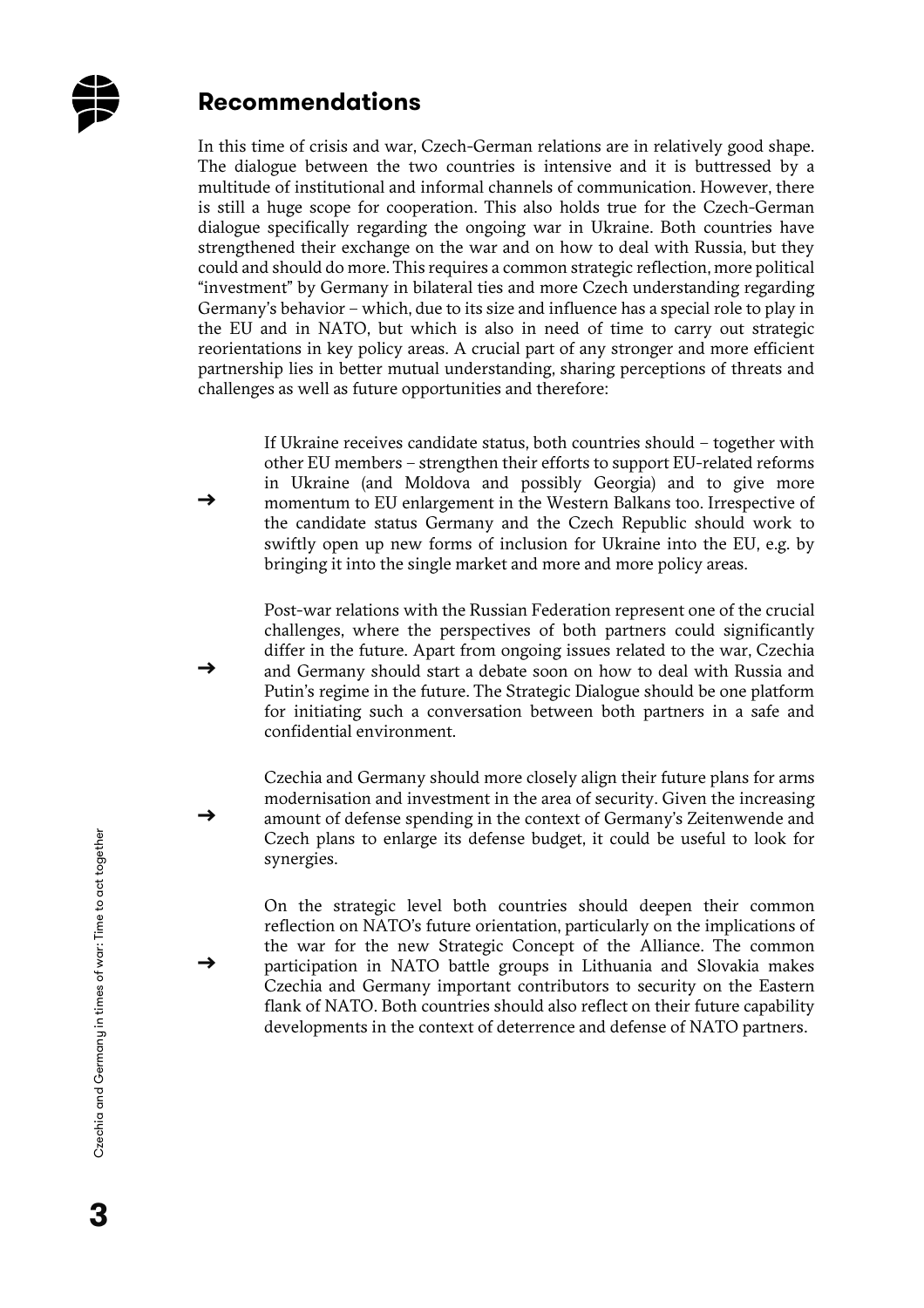## Recommendations

In this time of crisis and war, Czech-German relations are in relatively good shape. The dialogue between the two countries is intensive and it is buttressed by a multitude of institutional and informal channels of communication. However, there is still a huge scope for cooperation. This also holds true for the Czech-German dialogue specifically regarding the ongoing war in Ukraine. Both countries have strengthened their exchange on the war and on how to deal with Russia, but they could and should do more. This requires a common strategic reflection, more political "investment" by Germany in bilateral ties and more Czech understanding regarding Germany's behavior – which, due to its size and influence has a special role to play in the EU and in NATO, but which is also in need of time to carry out strategic reorientations in key policy areas. A crucial part of any stronger and more efficient partnership lies in better mutual understanding, sharing perceptions of threats and challenges as well as future opportunities and therefore:

→ If Ukraine receives candidate status, both countries should – together with other EU members – strengthen their efforts to support EU-related reforms in Ukraine (and Moldova and possibly Georgia) and to give more momentum to EU enlargement in the Western Balkans too. Irrespective of the candidate status Germany and the Czech Republic should work to swiftly open up new forms of inclusion for Ukraine into the EU, e.g. by bringing it into the single market and more and more policy areas.

→ Post-war relations with the Russian Federation represent one of the crucial challenges, where the perspectives of both partners could significantly differ in the future. Apart from ongoing issues related to the war, Czechia and Germany should start a debate soon on how to deal with Russia and Putin's regime in the future. The Strategic Dialogue should be one platform for initiating such a conversation between both partners in a safe and confidential environment.

→ Czechia and Germany should more closely align their future plans for arms modernisation and investment in the area of security. Given the increasing amount of defense spending in the context of Germany's Zeitenwende and Czech plans to enlarge its defense budget, it could be useful to look for synergies.

→ On the strategic level both countries should deepen their common reflection on NATO's future orientation, particularly on the implications of the war for the new Strategic Concept of the Alliance. The common participation in NATO battle groups in Lithuania and Slovakia makes Czechia and Germany important contributors to security on the Eastern flank of NATO. Both countries should also reflect on their future capability developments in the context of deterrence and defense of NATO partners.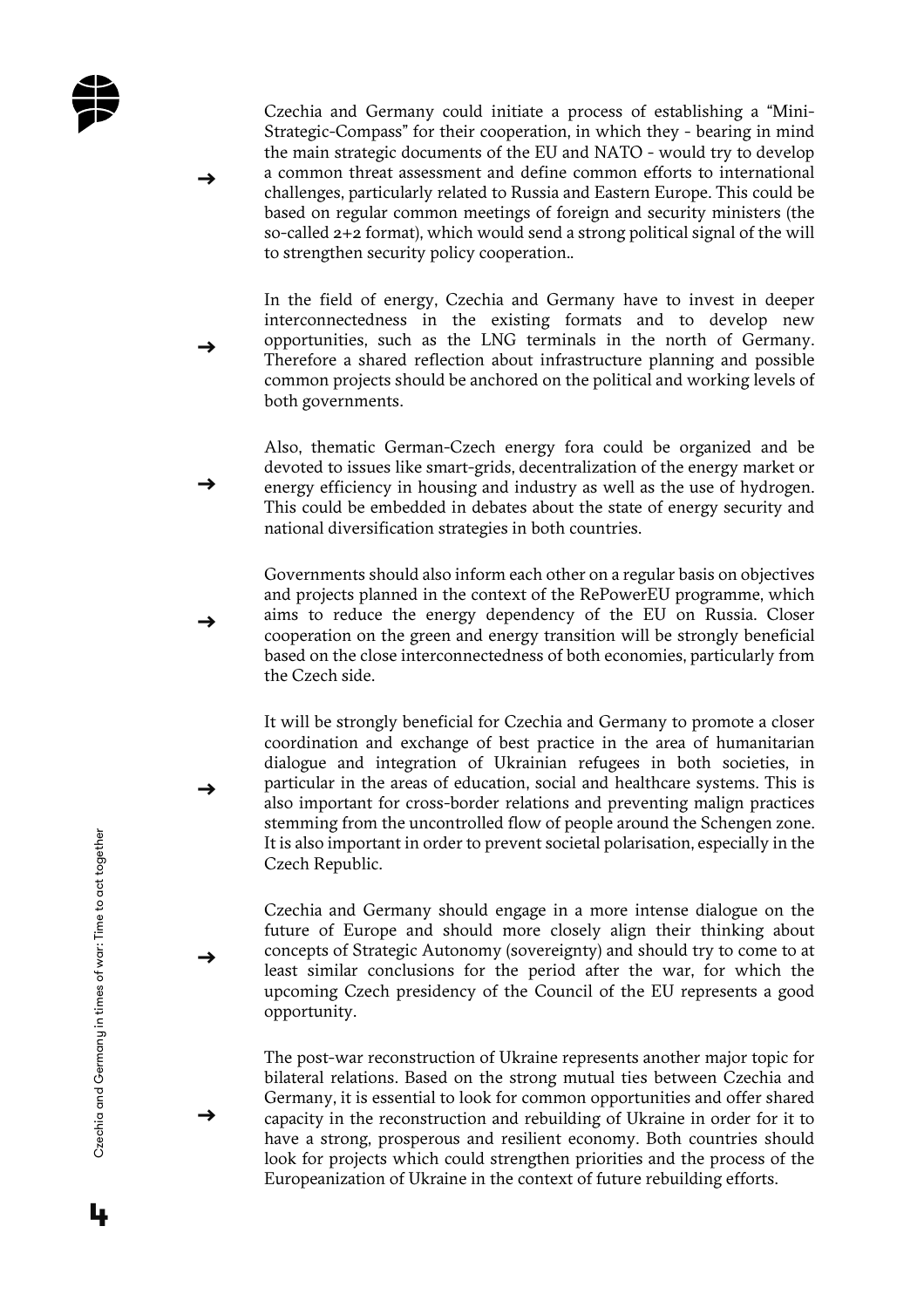- Czechia and Germany could initiate a process of establishing a "Mini-Strategic-Compass" for their cooperation, in which they - bearing in mind the main strategic documents of the EU and NATO - would try to develop a common threat assessment and define common efforts to international challenges, particularly related to Russia and Eastern Europe. This could be based on regular common meetings of foreign and security ministers (the so-called 2+2 format), which would send a strong political signal of the will to strengthen security policy cooperation..

- In the field of energy, Czechia and Germany have to invest in deeper interconnectedness in the existing formats and to develop new opportunities, such as the LNG terminals in the north of Germany. Therefore a shared reflection about infrastructure planning and possible common projects should be anchored on the political and working levels of both governments.

- Also, thematic German-Czech energy fora could be organized and be devoted to issues like smart-grids, decentralization of the energy market or energy efficiency in housing and industry as well as the use of hydrogen. This could be embedded in debates about the state of energy security and national diversification strategies in both countries.

- Governments should also inform each other on a regular basis on objectives and projects planned in the context of the RePowerEU programme, which aims to reduce the energy dependency of the EU on Russia. Closer cooperation on the green and energy transition will be strongly beneficial based on the close interconnectedness of both economies, particularly from the Czech side.

- It will be strongly beneficial for Czechia and Germany to promote a closer coordination and exchange of best practice in the area of humanitarian dialogue and integration of Ukrainian refugees in both societies, in particular in the areas of education, social and healthcare systems. This is also important for cross-border relations and preventing malign practices stemming from the uncontrolled flow of people around the Schengen zone. It is also important in order to prevent societal polarisation, especially in the Czech Republic.

- Czechia and Germany should engage in a more intense dialogue on the future of Europe and should more closely align their thinking about concepts of Strategic Autonomy (sovereignty) and should try to come to at least similar conclusions for the period after the war, for which the upcoming Czech presidency of the Council of the EU represents a good opportunity.

- The post-war reconstruction of Ukraine represents another major topic for bilateral relations. Based on the strong mutual ties between Czechia and Germany, it is essential to look for common opportunities and offer shared capacity in the reconstruction and rebuilding of Ukraine in order for it to have a strong, prosperous and resilient economy. Both countries should look for projects which could strengthen priorities and the process of the Europeanization of Ukraine in the context of future rebuilding efforts.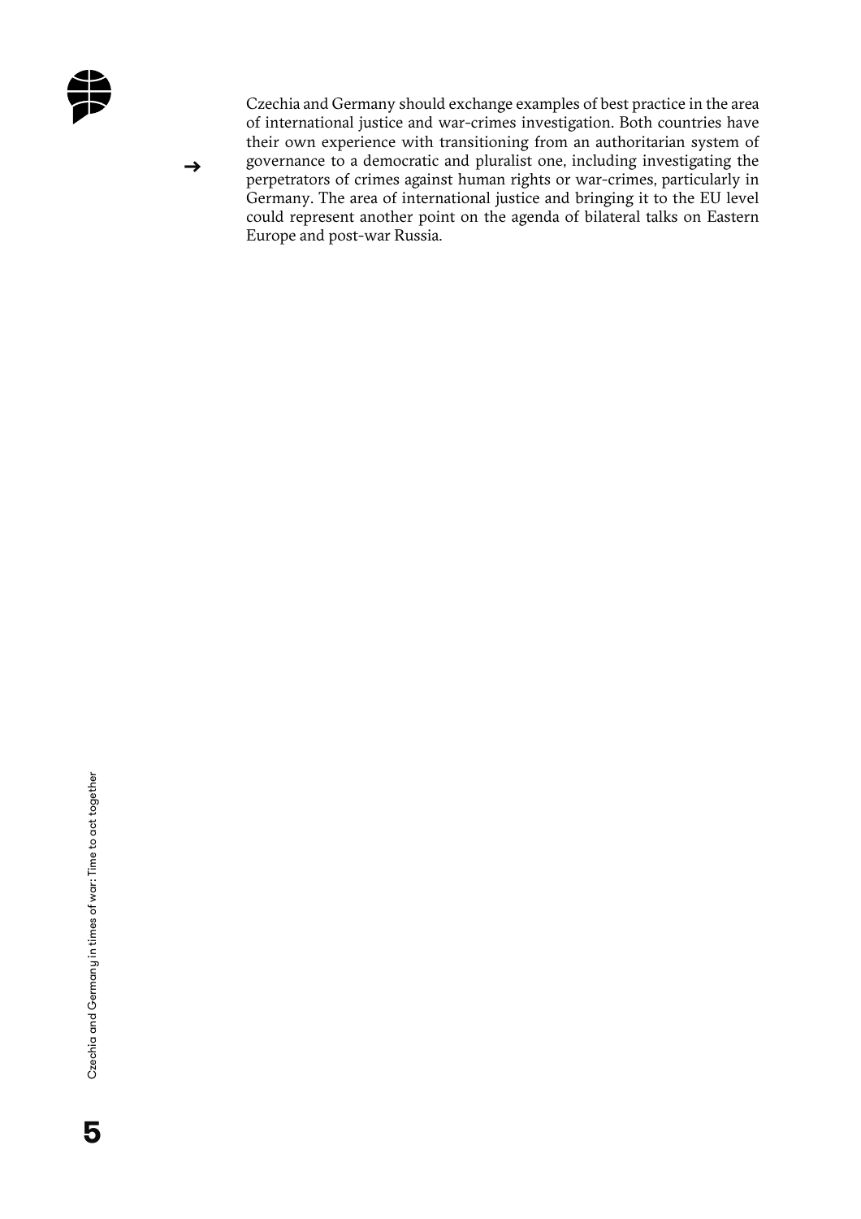→ Czechia and Germany should exchange examples of best practice in the area of international justice and war-crimes investigation. Both countries have their own experience with transitioning from an authoritarian system of governance to a democratic and pluralist one, including investigating the perpetrators of crimes against human rights or war-crimes, particularly in Germany. The area of international justice and bringing it to the EU level could represent another point on the agenda of bilateral talks on Eastern Europe and post-war Russia.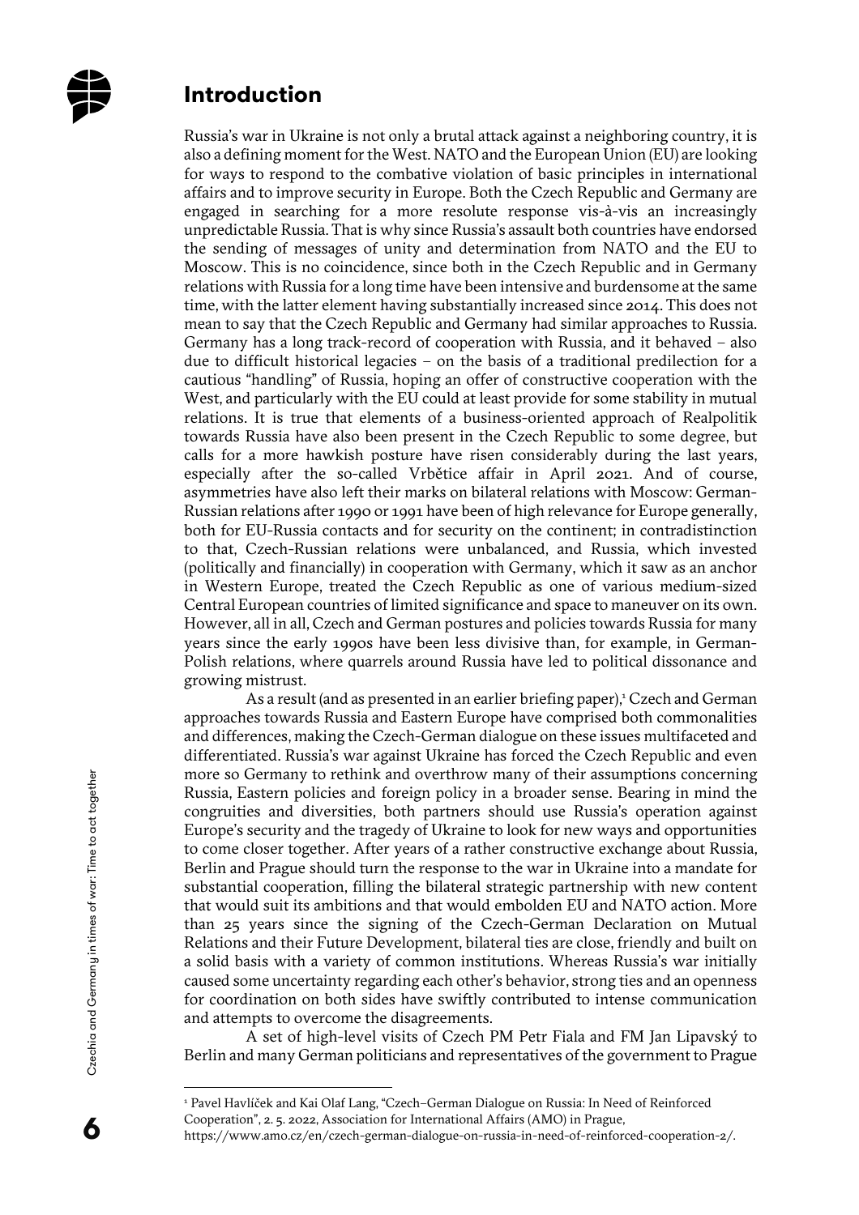## Introduction

Russia's war in Ukraine is not only a brutal attack against a neighboring country, it is also a defining moment for the West. NATO and the European Union (EU) are looking for ways to respond to the combative violation of basic principles in international affairs and to improve security in Europe. Both the Czech Republic and Germany are engaged in searching for a more resolute response vis-à-vis an increasingly unpredictable Russia. That is why since Russia's assault both countries have endorsed the sending of messages of unity and determination from NATO and the EU to Moscow. This is no coincidence, since both in the Czech Republic and in Germany relations with Russia for a long time have been intensive and burdensome at the same time, with the latter element having substantially increased since 2014. This does not mean to say that the Czech Republic and Germany had similar approaches to Russia. Germany has a long track-record of cooperation with Russia, and it behaved – also due to difficult historical legacies – on the basis of a traditional predilection for a cautious "handling" of Russia, hoping an offer of constructive cooperation with the West, and particularly with the EU could at least provide for some stability in mutual relations. It is true that elements of a business-oriented approach of Realpolitik towards Russia have also been present in the Czech Republic to some degree, but calls for a more hawkish posture have risen considerably during the last years, especially after the so-called Vrbětice affair in April 2021. And of course, asymmetries have also left their marks on bilateral relations with Moscow: German-Russian relations after 1990 or 1991 have been of high relevance for Europe generally, both for EU-Russia contacts and for security on the continent; in contradistinction to that, Czech-Russian relations were unbalanced, and Russia, which invested (politically and financially) in cooperation with Germany, which it saw as an anchor in Western Europe, treated the Czech Republic as one of various medium-sized Central European countries of limited significance and space to maneuver on its own. However, all in all, Czech and German postures and policies towards Russia for many years since the early 1990s have been less divisive than, for example, in German-Polish relations, where quarrels around Russia have led to political dissonance and growing mistrust.

As a result (and as presented in an earlier briefing paper),[1] Czech and German approaches towards Russia and Eastern Europe have comprised both commonalities and differences, making the Czech-German dialogue on these issues multifaceted and differentiated. Russia's war against Ukraine has forced the Czech Republic and even more so Germany to rethink and overthrow many of their assumptions concerning Russia, Eastern policies and foreign policy in a broader sense. Bearing in mind the congruities and diversities, both partners should use Russia's operation against Europe's security and the tragedy of Ukraine to look for new ways and opportunities to come closer together. After years of a rather constructive exchange about Russia, Berlin and Prague should turn the response to the war in Ukraine into a mandate for substantial cooperation, filling the bilateral strategic partnership with new content that would suit its ambitions and that would embolden EU and NATO action. More than 25 years since the signing of the Czech-German Declaration on Mutual Relations and their Future Development, bilateral ties are close, friendly and built on a solid basis with a variety of common institutions. Whereas Russia's war initially caused some uncertainty regarding each other's behavior, strong ties and an openness for coordination on both sides have swiftly contributed to intense communication and attempts to overcome the disagreements.

A set of high-level visits of Czech PM Petr Fiala and FM Jan Lipavský to Berlin and many German politicians and representatives of the government to Prague

---

[1] Pavel Havlíček and Kai Olaf Lang, "Czech–German Dialogue on Russia: In Need of Reinforced Cooperation", 2. 5. 2022, Association for International Affairs (AMO) in Prague, https://www.amo.cz/en/czech-german-dialogue-on-russia-in-need-of-reinforced-cooperation-2/.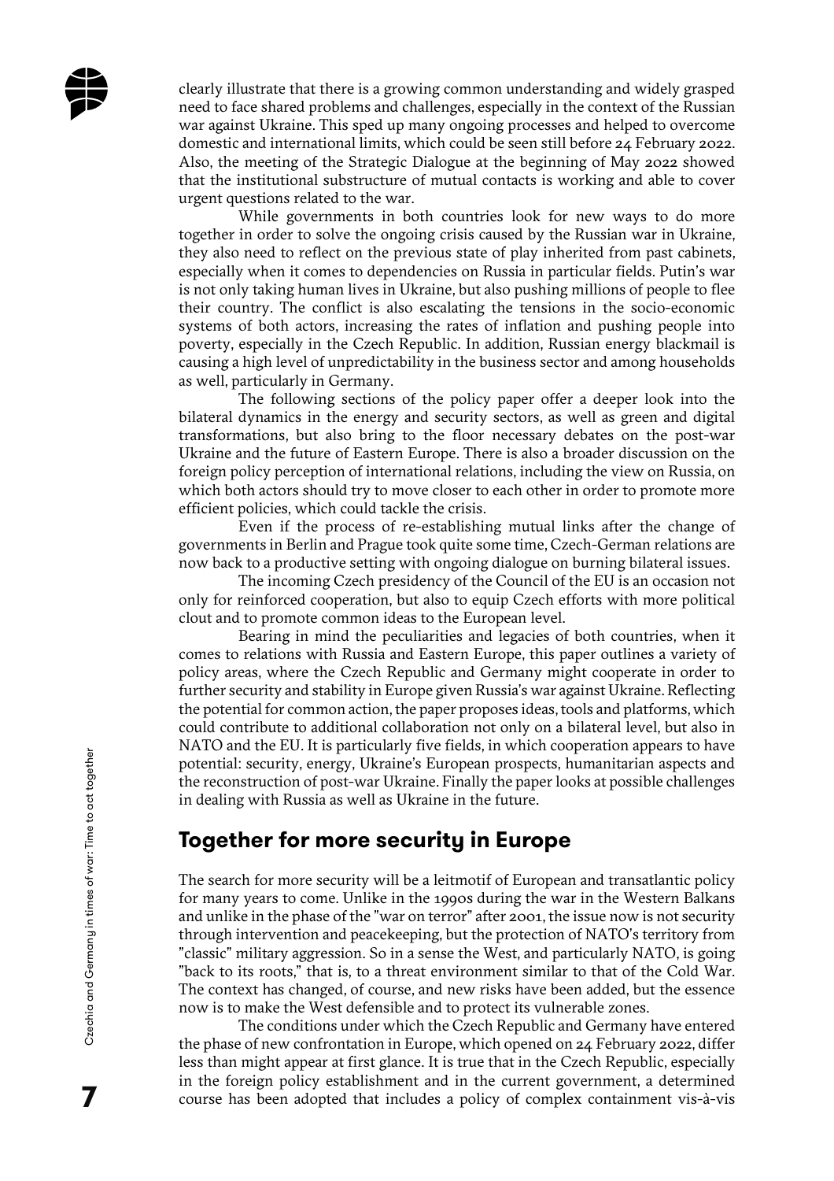clearly illustrate that there is a growing common understanding and widely grasped need to face shared problems and challenges, especially in the context of the Russian war against Ukraine. This sped up many ongoing processes and helped to overcome domestic and international limits, which could be seen still before 24 February 2022. Also, the meeting of the Strategic Dialogue at the beginning of May 2022 showed that the institutional substructure of mutual contacts is working and able to cover urgent questions related to the war.

While governments in both countries look for new ways to do more together in order to solve the ongoing crisis caused by the Russian war in Ukraine, they also need to reflect on the previous state of play inherited from past cabinets, especially when it comes to dependencies on Russia in particular fields. Putin's war is not only taking human lives in Ukraine, but also pushing millions of people to flee their country. The conflict is also escalating the tensions in the socio-economic systems of both actors, increasing the rates of inflation and pushing people into poverty, especially in the Czech Republic. In addition, Russian energy blackmail is causing a high level of unpredictability in the business sector and among households as well, particularly in Germany.

The following sections of the policy paper offer a deeper look into the bilateral dynamics in the energy and security sectors, as well as green and digital transformations, but also bring to the floor necessary debates on the post-war Ukraine and the future of Eastern Europe. There is also a broader discussion on the foreign policy perception of international relations, including the view on Russia, on which both actors should try to move closer to each other in order to promote more efficient policies, which could tackle the crisis.

Even if the process of re-establishing mutual links after the change of governments in Berlin and Prague took quite some time, Czech-German relations are now back to a productive setting with ongoing dialogue on burning bilateral issues.

The incoming Czech presidency of the Council of the EU is an occasion not only for reinforced cooperation, but also to equip Czech efforts with more political clout and to promote common ideas to the European level.

Bearing in mind the peculiarities and legacies of both countries, when it comes to relations with Russia and Eastern Europe, this paper outlines a variety of policy areas, where the Czech Republic and Germany might cooperate in order to further security and stability in Europe given Russia's war against Ukraine. Reflecting the potential for common action, the paper proposes ideas, tools and platforms, which could contribute to additional collaboration not only on a bilateral level, but also in NATO and the EU. It is particularly five fields, in which cooperation appears to have potential: security, energy, Ukraine's European prospects, humanitarian aspects and the reconstruction of post-war Ukraine. Finally the paper looks at possible challenges in dealing with Russia as well as Ukraine in the future.

## Together for more security in Europe

The search for more security will be a leitmotif of European and transatlantic policy for many years to come. Unlike in the 1990s during the war in the Western Balkans and unlike in the phase of the "war on terror" after 2001, the issue now is not security through intervention and peacekeeping, but the protection of NATO's territory from "classic" military aggression. So in a sense the West, and particularly NATO, is going "back to its roots," that is, to a threat environment similar to that of the Cold War. The context has changed, of course, and new risks have been added, but the essence now is to make the West defensible and to protect its vulnerable zones.

The conditions under which the Czech Republic and Germany have entered the phase of new confrontation in Europe, which opened on 24 February 2022, differ less than might appear at first glance. It is true that in the Czech Republic, especially in the foreign policy establishment and in the current government, a determined course has been adopted that includes a policy of complex containment vis-à-vis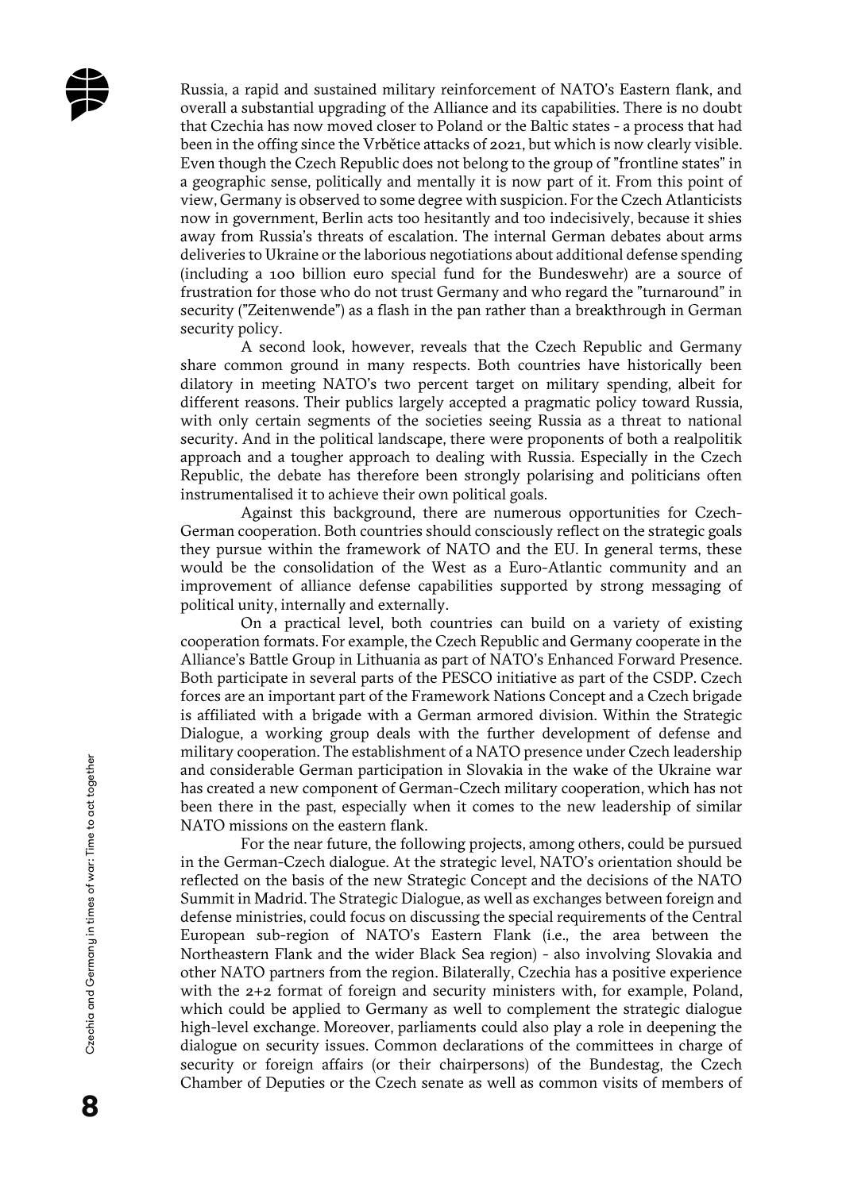Russia, a rapid and sustained military reinforcement of NATO's Eastern flank, and overall a substantial upgrading of the Alliance and its capabilities. There is no doubt that Czechia has now moved closer to Poland or the Baltic states - a process that had been in the offing since the Vrbětice attacks of 2021, but which is now clearly visible. Even though the Czech Republic does not belong to the group of "frontline states" in a geographic sense, politically and mentally it is now part of it. From this point of view, Germany is observed to some degree with suspicion. For the Czech Atlanticists now in government, Berlin acts too hesitantly and too indecisively, because it shies away from Russia's threats of escalation. The internal German debates about arms deliveries to Ukraine or the laborious negotiations about additional defense spending (including a 100 billion euro special fund for the Bundeswehr) are a source of frustration for those who do not trust Germany and who regard the "turnaround" in security ("Zeitenwende") as a flash in the pan rather than a breakthrough in German security policy.

A second look, however, reveals that the Czech Republic and Germany share common ground in many respects. Both countries have historically been dilatory in meeting NATO's two percent target on military spending, albeit for different reasons. Their publics largely accepted a pragmatic policy toward Russia, with only certain segments of the societies seeing Russia as a threat to national security. And in the political landscape, there were proponents of both a realpolitik approach and a tougher approach to dealing with Russia. Especially in the Czech Republic, the debate has therefore been strongly polarising and politicians often instrumentalised it to achieve their own political goals.

Against this background, there are numerous opportunities for Czech-German cooperation. Both countries should consciously reflect on the strategic goals they pursue within the framework of NATO and the EU. In general terms, these would be the consolidation of the West as a Euro-Atlantic community and an improvement of alliance defense capabilities supported by strong messaging of political unity, internally and externally.

On a practical level, both countries can build on a variety of existing cooperation formats. For example, the Czech Republic and Germany cooperate in the Alliance's Battle Group in Lithuania as part of NATO's Enhanced Forward Presence. Both participate in several parts of the PESCO initiative as part of the CSDP. Czech forces are an important part of the Framework Nations Concept and a Czech brigade is affiliated with a brigade with a German armored division. Within the Strategic Dialogue, a working group deals with the further development of defense and military cooperation. The establishment of a NATO presence under Czech leadership and considerable German participation in Slovakia in the wake of the Ukraine war has created a new component of German-Czech military cooperation, which has not been there in the past, especially when it comes to the new leadership of similar NATO missions on the eastern flank.

For the near future, the following projects, among others, could be pursued in the German-Czech dialogue. At the strategic level, NATO's orientation should be reflected on the basis of the new Strategic Concept and the decisions of the NATO Summit in Madrid. The Strategic Dialogue, as well as exchanges between foreign and defense ministries, could focus on discussing the special requirements of the Central European sub-region of NATO's Eastern Flank (i.e., the area between the Northeastern Flank and the wider Black Sea region) - also involving Slovakia and other NATO partners from the region. Bilaterally, Czechia has a positive experience with the 2+2 format of foreign and security ministers with, for example, Poland, which could be applied to Germany as well to complement the strategic dialogue high-level exchange. Moreover, parliaments could also play a role in deepening the dialogue on security issues. Common declarations of the committees in charge of security or foreign affairs (or their chairpersons) of the Bundestag, the Czech Chamber of Deputies or the Czech senate as well as common visits of members of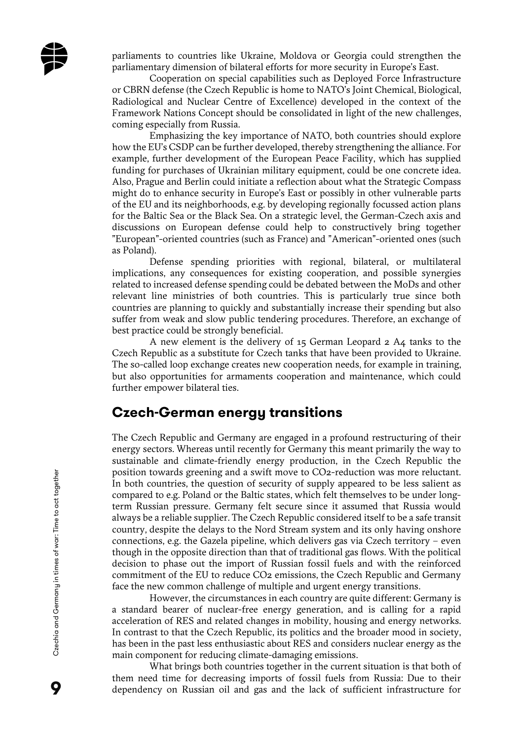parliaments to countries like Ukraine, Moldova or Georgia could strengthen the parliamentary dimension of bilateral efforts for more security in Europe's East.

Cooperation on special capabilities such as Deployed Force Infrastructure or CBRN defense (the Czech Republic is home to NATO's Joint Chemical, Biological, Radiological and Nuclear Centre of Excellence) developed in the context of the Framework Nations Concept should be consolidated in light of the new challenges, coming especially from Russia.

Emphasizing the key importance of NATO, both countries should explore how the EU's CSDP can be further developed, thereby strengthening the alliance. For example, further development of the European Peace Facility, which has supplied funding for purchases of Ukrainian military equipment, could be one concrete idea. Also, Prague and Berlin could initiate a reflection about what the Strategic Compass might do to enhance security in Europe's East or possibly in other vulnerable parts of the EU and its neighborhoods, e.g. by developing regionally focussed action plans for the Baltic Sea or the Black Sea. On a strategic level, the German-Czech axis and discussions on European defense could help to constructively bring together "European"-oriented countries (such as France) and "American"-oriented ones (such as Poland).

Defense spending priorities with regional, bilateral, or multilateral implications, any consequences for existing cooperation, and possible synergies related to increased defense spending could be debated between the MoDs and other relevant line ministries of both countries. This is particularly true since both countries are planning to quickly and substantially increase their spending but also suffer from weak and slow public tendering procedures. Therefore, an exchange of best practice could be strongly beneficial.

A new element is the delivery of 15 German Leopard 2 A4 tanks to the Czech Republic as a substitute for Czech tanks that have been provided to Ukraine. The so-called loop exchange creates new cooperation needs, for example in training, but also opportunities for armaments cooperation and maintenance, which could further empower bilateral ties.

## Czech-German energy transitions

The Czech Republic and Germany are engaged in a profound restructuring of their energy sectors. Whereas until recently for Germany this meant primarily the way to sustainable and climate-friendly energy production, in the Czech Republic the position towards greening and a swift move to $CO_2$-reduction was more reluctant. In both countries, the question of security of supply appeared to be less salient as compared to e.g. Poland or the Baltic states, which felt themselves to be under long-term Russian pressure. Germany felt secure since it assumed that Russia would always be a reliable supplier. The Czech Republic considered itself to be a safe transit country, despite the delays to the Nord Stream system and its only having onshore connections, e.g. the Gazela pipeline, which delivers gas via Czech territory – even though in the opposite direction than that of traditional gas flows. With the political decision to phase out the import of Russian fossil fuels and with the reinforced commitment of the EU to reduce $CO_2$ emissions, the Czech Republic and Germany face the new common challenge of multiple and urgent energy transitions.

However, the circumstances in each country are quite different: Germany is a standard bearer of nuclear-free energy generation, and is calling for a rapid acceleration of RES and related changes in mobility, housing and energy networks. In contrast to that the Czech Republic, its politics and the broader mood in society, has been in the past less enthusiastic about RES and considers nuclear energy as the main component for reducing climate-damaging emissions.

What brings both countries together in the current situation is that both of them need time for decreasing imports of fossil fuels from Russia: Due to their dependency on Russian oil and gas and the lack of sufficient infrastructure for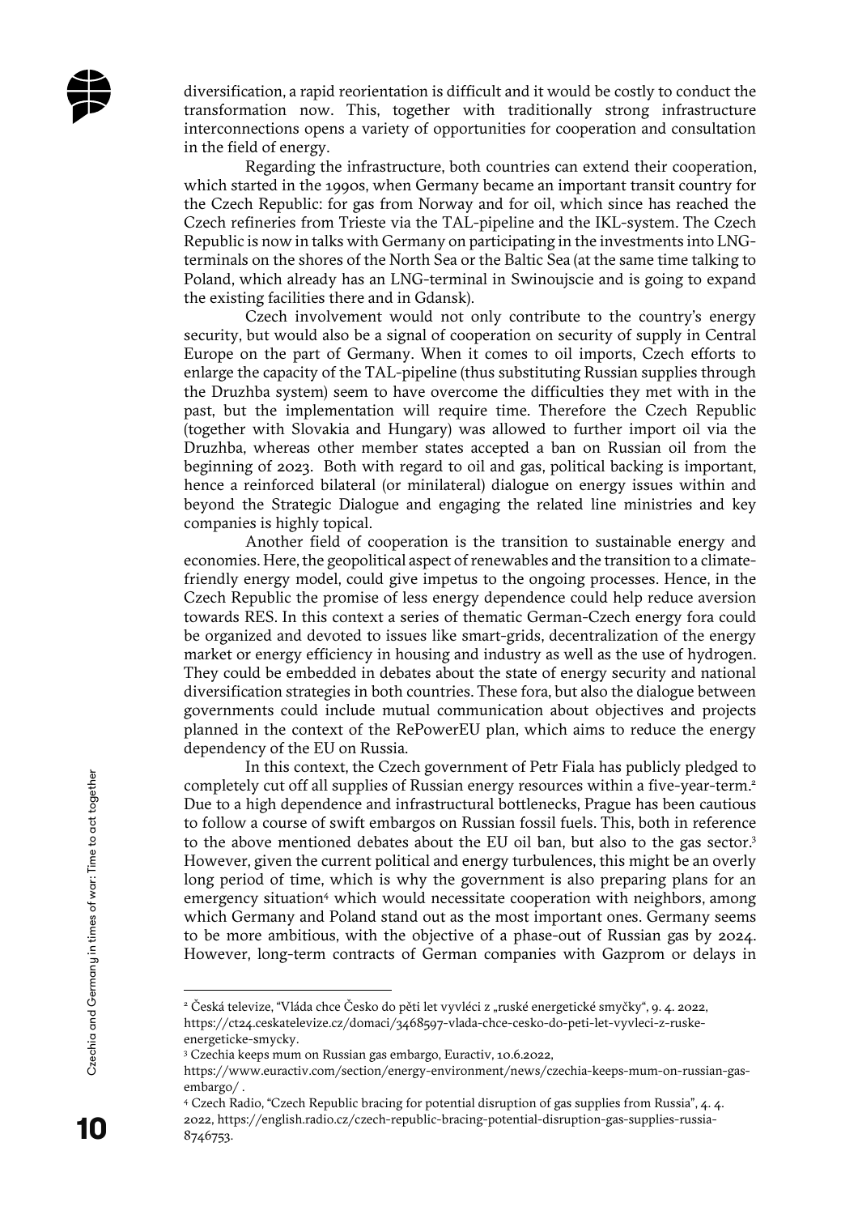diversification, a rapid reorientation is difficult and it would be costly to conduct the transformation now. This, together with traditionally strong infrastructure interconnections opens a variety of opportunities for cooperation and consultation in the field of energy.

Regarding the infrastructure, both countries can extend their cooperation, which started in the 1990s, when Germany became an important transit country for the Czech Republic: for gas from Norway and for oil, which since has reached the Czech refineries from Trieste via the TAL-pipeline and the IKL-system. The Czech Republic is now in talks with Germany on participating in the investments into LNG-terminals on the shores of the North Sea or the Baltic Sea (at the same time talking to Poland, which already has an LNG-terminal in Swinoujscie and is going to expand the existing facilities there and in Gdansk).

Czech involvement would not only contribute to the country's energy security, but would also be a signal of cooperation on security of supply in Central Europe on the part of Germany. When it comes to oil imports, Czech efforts to enlarge the capacity of the TAL-pipeline (thus substituting Russian supplies through the Druzhba system) seem to have overcome the difficulties they met with in the past, but the implementation will require time. Therefore the Czech Republic (together with Slovakia and Hungary) was allowed to further import oil via the Druzhba, whereas other member states accepted a ban on Russian oil from the beginning of 2023. Both with regard to oil and gas, political backing is important, hence a reinforced bilateral (or minilateral) dialogue on energy issues within and beyond the Strategic Dialogue and engaging the related line ministries and key companies is highly topical.

Another field of cooperation is the transition to sustainable energy and economies. Here, the geopolitical aspect of renewables and the transition to a climate-friendly energy model, could give impetus to the ongoing processes. Hence, in the Czech Republic the promise of less energy dependence could help reduce aversion towards RES. In this context a series of thematic German-Czech energy fora could be organized and devoted to issues like smart-grids, decentralization of the energy market or energy efficiency in housing and industry as well as the use of hydrogen. They could be embedded in debates about the state of energy security and national diversification strategies in both countries. These fora, but also the dialogue between governments could include mutual communication about objectives and projects planned in the context of the RePowerEU plan, which aims to reduce the energy dependency of the EU on Russia.

In this context, the Czech government of Petr Fiala has publicly pledged to completely cut off all supplies of Russian energy resources within a five-year-term.[2] Due to a high dependence and infrastructural bottlenecks, Prague has been cautious to follow a course of swift embargos on Russian fossil fuels. This, both in reference to the above mentioned debates about the EU oil ban, but also to the gas sector.[3] However, given the current political and energy turbulences, this might be an overly long period of time, which is why the government is also preparing plans for an emergency situation[4] which would necessitate cooperation with neighbors, among which Germany and Poland stand out as the most important ones. Germany seems to be more ambitious, with the objective of a phase-out of Russian gas by 2024. However, long-term contracts of German companies with Gazprom or delays in

---

[2] Česká televize, "Vláda chce Česko do pěti let vyvléci z „ruské energetické smyčky", 9. 4. 2022, https://ct24.ceskatelevize.cz/domaci/3468597-vlada-chce-cesko-do-peti-let-vyvleci-z-ruske-energeticke-smycky.

[3] Czechia keeps mum on Russian gas embargo, Euractiv, 10.6.2022, https://www.euractiv.com/section/energy-environment/news/czechia-keeps-mum-on-russian-gas-embargo/ .

[4] Czech Radio, "Czech Republic bracing for potential disruption of gas supplies from Russia", 4. 4. 2022, https://english.radio.cz/czech-republic-bracing-potential-disruption-gas-supplies-russia-8746753.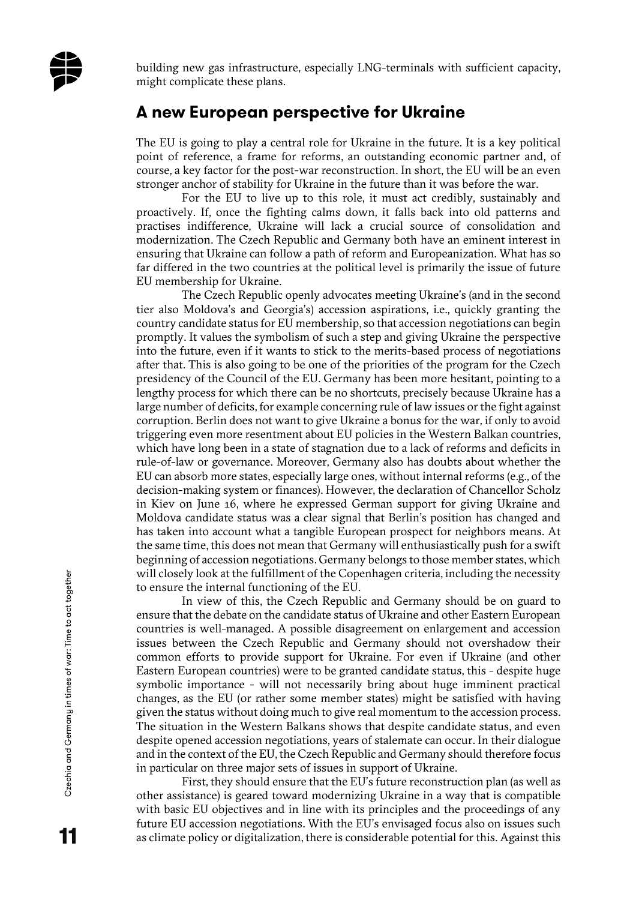building new gas infrastructure, especially LNG-terminals with sufficient capacity, might complicate these plans.

## A new European perspective for Ukraine

The EU is going to play a central role for Ukraine in the future. It is a key political point of reference, a frame for reforms, an outstanding economic partner and, of course, a key factor for the post-war reconstruction. In short, the EU will be an even stronger anchor of stability for Ukraine in the future than it was before the war.

For the EU to live up to this role, it must act credibly, sustainably and proactively. If, once the fighting calms down, it falls back into old patterns and practises indifference, Ukraine will lack a crucial source of consolidation and modernization. The Czech Republic and Germany both have an eminent interest in ensuring that Ukraine can follow a path of reform and Europeanization. What has so far differed in the two countries at the political level is primarily the issue of future EU membership for Ukraine.

The Czech Republic openly advocates meeting Ukraine's (and in the second tier also Moldova's and Georgia's) accession aspirations, i.e., quickly granting the country candidate status for EU membership, so that accession negotiations can begin promptly. It values the symbolism of such a step and giving Ukraine the perspective into the future, even if it wants to stick to the merits-based process of negotiations after that. This is also going to be one of the priorities of the program for the Czech presidency of the Council of the EU. Germany has been more hesitant, pointing to a lengthy process for which there can be no shortcuts, precisely because Ukraine has a large number of deficits, for example concerning rule of law issues or the fight against corruption. Berlin does not want to give Ukraine a bonus for the war, if only to avoid triggering even more resentment about EU policies in the Western Balkan countries, which have long been in a state of stagnation due to a lack of reforms and deficits in rule-of-law or governance. Moreover, Germany also has doubts about whether the EU can absorb more states, especially large ones, without internal reforms (e.g., of the decision-making system or finances). However, the declaration of Chancellor Scholz in Kiev on June 16, where he expressed German support for giving Ukraine and Moldova candidate status was a clear signal that Berlin's position has changed and has taken into account what a tangible European prospect for neighbors means. At the same time, this does not mean that Germany will enthusiastically push for a swift beginning of accession negotiations. Germany belongs to those member states, which will closely look at the fulfillment of the Copenhagen criteria, including the necessity to ensure the internal functioning of the EU.

In view of this, the Czech Republic and Germany should be on guard to ensure that the debate on the candidate status of Ukraine and other Eastern European countries is well-managed. A possible disagreement on enlargement and accession issues between the Czech Republic and Germany should not overshadow their common efforts to provide support for Ukraine. For even if Ukraine (and other Eastern European countries) were to be granted candidate status, this - despite huge symbolic importance - will not necessarily bring about huge imminent practical changes, as the EU (or rather some member states) might be satisfied with having given the status without doing much to give real momentum to the accession process. The situation in the Western Balkans shows that despite candidate status, and even despite opened accession negotiations, years of stalemate can occur. In their dialogue and in the context of the EU, the Czech Republic and Germany should therefore focus in particular on three major sets of issues in support of Ukraine.

First, they should ensure that the EU's future reconstruction plan (as well as other assistance) is geared toward modernizing Ukraine in a way that is compatible with basic EU objectives and in line with its principles and the proceedings of any future EU accession negotiations. With the EU's envisaged focus also on issues such as climate policy or digitalization, there is considerable potential for this. Against this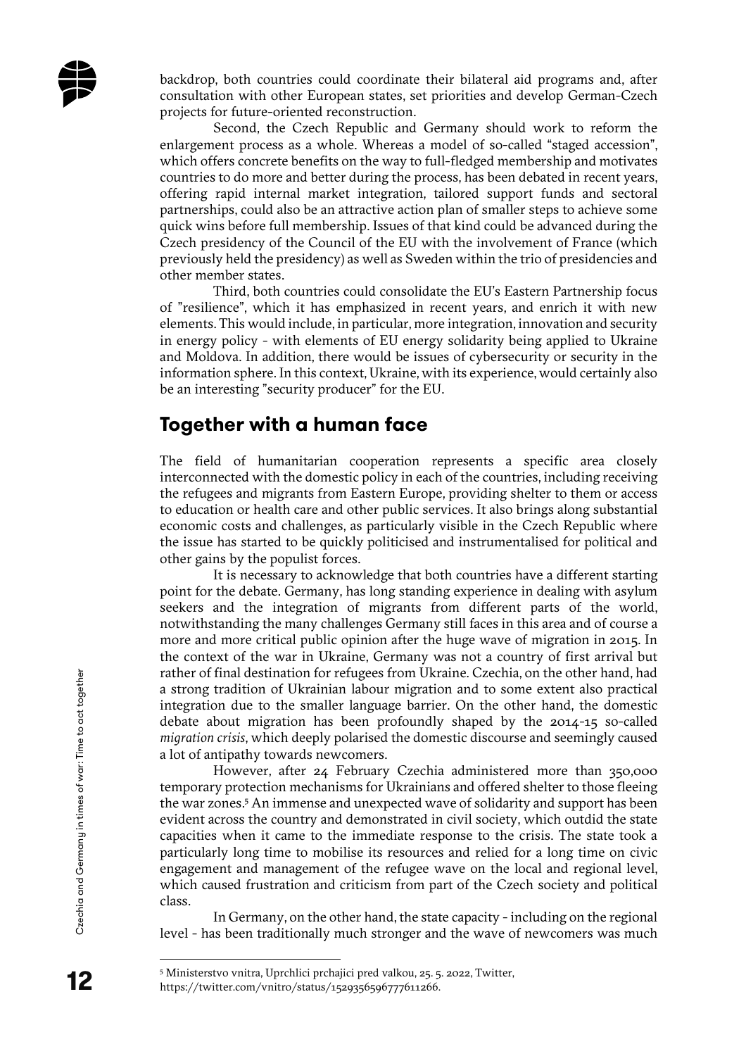backdrop, both countries could coordinate their bilateral aid programs and, after consultation with other European states, set priorities and develop German-Czech projects for future-oriented reconstruction.

Second, the Czech Republic and Germany should work to reform the enlargement process as a whole. Whereas a model of so-called "staged accession", which offers concrete benefits on the way to full-fledged membership and motivates countries to do more and better during the process, has been debated in recent years, offering rapid internal market integration, tailored support funds and sectoral partnerships, could also be an attractive action plan of smaller steps to achieve some quick wins before full membership. Issues of that kind could be advanced during the Czech presidency of the Council of the EU with the involvement of France (which previously held the presidency) as well as Sweden within the trio of presidencies and other member states.

Third, both countries could consolidate the EU's Eastern Partnership focus of "resilience", which it has emphasized in recent years, and enrich it with new elements. This would include, in particular, more integration, innovation and security in energy policy - with elements of EU energy solidarity being applied to Ukraine and Moldova. In addition, there would be issues of cybersecurity or security in the information sphere. In this context, Ukraine, with its experience, would certainly also be an interesting "security producer" for the EU.

## Together with a human face

The field of humanitarian cooperation represents a specific area closely interconnected with the domestic policy in each of the countries, including receiving the refugees and migrants from Eastern Europe, providing shelter to them or access to education or health care and other public services. It also brings along substantial economic costs and challenges, as particularly visible in the Czech Republic where the issue has started to be quickly politicised and instrumentalised for political and other gains by the populist forces.

It is necessary to acknowledge that both countries have a different starting point for the debate. Germany, has long standing experience in dealing with asylum seekers and the integration of migrants from different parts of the world, notwithstanding the many challenges Germany still faces in this area and of course a more and more critical public opinion after the huge wave of migration in 2015. In the context of the war in Ukraine, Germany was not a country of first arrival but rather of final destination for refugees from Ukraine. Czechia, on the other hand, had a strong tradition of Ukrainian labour migration and to some extent also practical integration due to the smaller language barrier. On the other hand, the domestic debate about migration has been profoundly shaped by the 2014-15 so-called *migration crisis*, which deeply polarised the domestic discourse and seemingly caused a lot of antipathy towards newcomers.

However, after 24 February Czechia administered more than 350,000 temporary protection mechanisms for Ukrainians and offered shelter to those fleeing the war zones.[5] An immense and unexpected wave of solidarity and support has been evident across the country and demonstrated in civil society, which outdid the state capacities when it came to the immediate response to the crisis. The state took a particularly long time to mobilise its resources and relied for a long time on civic engagement and management of the refugee wave on the local and regional level, which caused frustration and criticism from part of the Czech society and political class.

In Germany, on the other hand, the state capacity - including on the regional level - has been traditionally much stronger and the wave of newcomers was much

---

[5] Ministerstvo vnitra, Uprchlici prchajici pred valkou, 25. 5. 2022, Twitter, https://twitter.com/vnitro/status/1529356596777611266.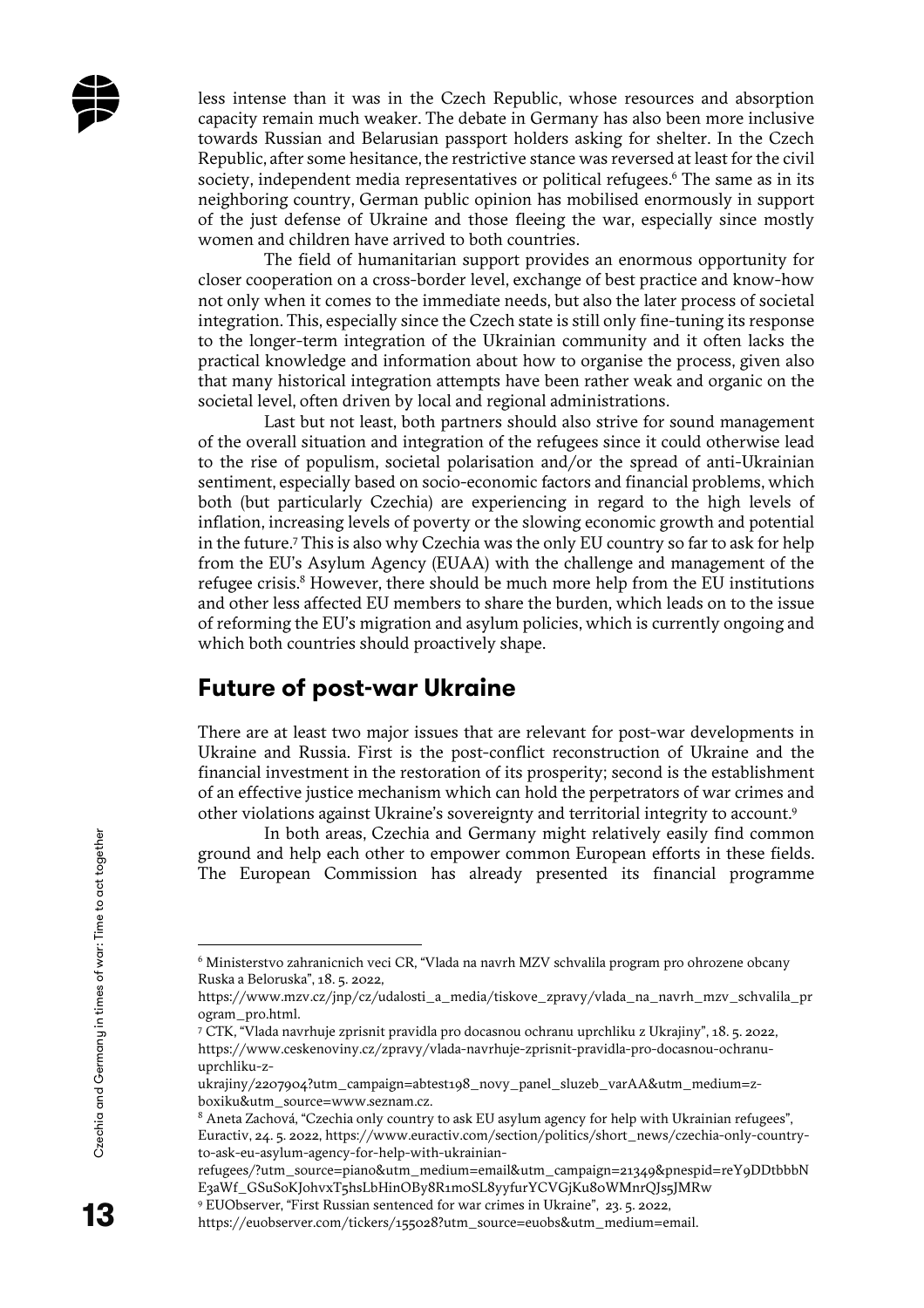less intense than it was in the Czech Republic, whose resources and absorption capacity remain much weaker. The debate in Germany has also been more inclusive towards Russian and Belarusian passport holders asking for shelter. In the Czech Republic, after some hesitance, the restrictive stance was reversed at least for the civil society, independent media representatives or political refugees.[6] The same as in its neighboring country, German public opinion has mobilised enormously in support of the just defense of Ukraine and those fleeing the war, especially since mostly women and children have arrived to both countries.

The field of humanitarian support provides an enormous opportunity for closer cooperation on a cross-border level, exchange of best practice and know-how not only when it comes to the immediate needs, but also the later process of societal integration. This, especially since the Czech state is still only fine-tuning its response to the longer-term integration of the Ukrainian community and it often lacks the practical knowledge and information about how to organise the process, given also that many historical integration attempts have been rather weak and organic on the societal level, often driven by local and regional administrations.

Last but not least, both partners should also strive for sound management of the overall situation and integration of the refugees since it could otherwise lead to the rise of populism, societal polarisation and/or the spread of anti-Ukrainian sentiment, especially based on socio-economic factors and financial problems, which both (but particularly Czechia) are experiencing in regard to the high levels of inflation, increasing levels of poverty or the slowing economic growth and potential in the future.[7] This is also why Czechia was the only EU country so far to ask for help from the EU's Asylum Agency (EUAA) with the challenge and management of the refugee crisis.[8] However, there should be much more help from the EU institutions and other less affected EU members to share the burden, which leads on to the issue of reforming the EU's migration and asylum policies, which is currently ongoing and which both countries should proactively shape.

## Future of post-war Ukraine

There are at least two major issues that are relevant for post-war developments in Ukraine and Russia. First is the post-conflict reconstruction of Ukraine and the financial investment in the restoration of its prosperity; second is the establishment of an effective justice mechanism which can hold the perpetrators of war crimes and other violations against Ukraine's sovereignty and territorial integrity to account.[9]

In both areas, Czechia and Germany might relatively easily find common ground and help each other to empower common European efforts in these fields. The European Commission has already presented its financial programme

---

[6] Ministerstvo zahranicnich veci CR, "Vlada na navrh MZV schvalila program pro ohrozene obcany Ruska a Beloruska", 18. 5. 2022, https://www.mzv.cz/jnp/cz/udalosti_a_media/tiskove_zpravy/vlada_na_navrh_mzv_schvalila_program_pro.html.

[7] CTK, "Vlada navrhuje zprisnit pravidla pro docasnou ochranu uprchliku z Ukrajiny", 18. 5. 2022, https://www.ceskenoviny.cz/zpravy/vlada-navrhuje-zprisnit-pravidla-pro-docasnou-ochranu-uprchliku-z-ukrajiny/2207904?utm_campaign=abtest198_novy_panel_sluzeb_varAA&utm_medium=z-boxiku&utm_source=www.seznam.cz.

[8] Aneta Zachová, "Czechia only country to ask EU asylum agency for help with Ukrainian refugees", Euractiv, 24. 5. 2022, https://www.euractiv.com/section/politics/short_news/czechia-only-country-to-ask-eu-asylum-agency-for-help-with-ukrainian-refugees/?utm_source=piano&utm_medium=email&utm_campaign=21349&pnespid=reY9DDtbbbNE3aWf_GSuSoKJohvxT5hsLbHinOBy8R1moSL8yyfurYCVGjKu8oWMnrQJs5JMRw

[9] EUObserver, "First Russian sentenced for war crimes in Ukraine", 23. 5. 2022, https://euobserver.com/tickers/155028?utm_source=euobs&utm_medium=email.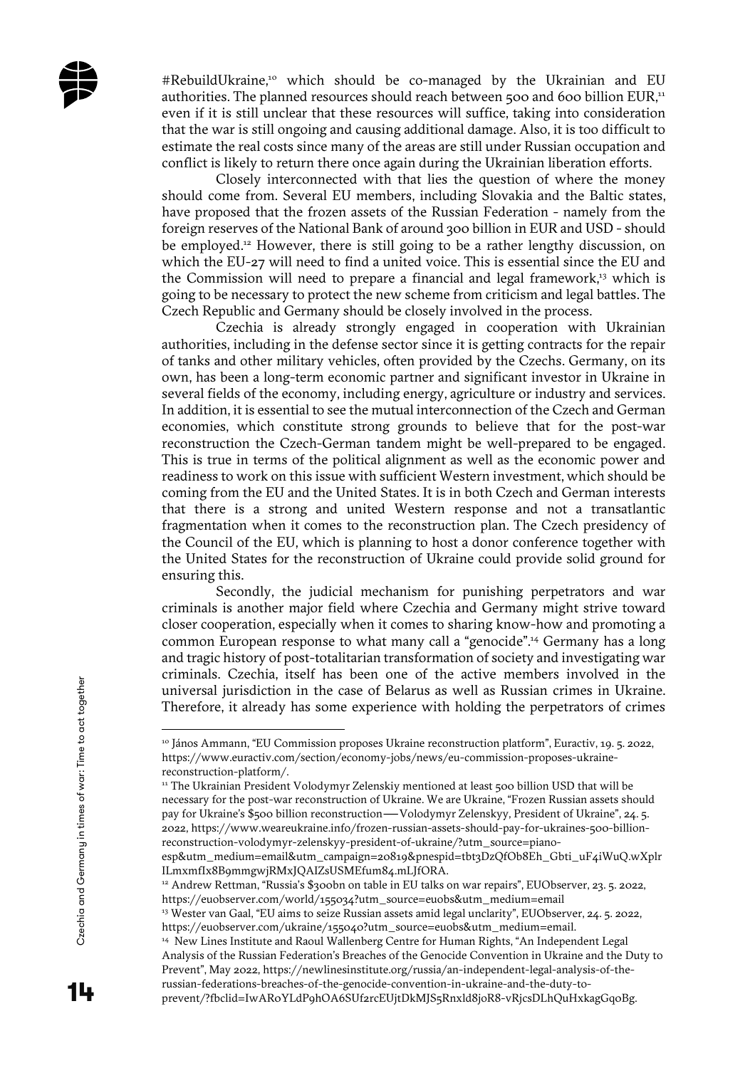#RebuildUkraine,[10] which should be co-managed by the Ukrainian and EU authorities. The planned resources should reach between 500 and 600 billion EUR,[11] even if it is still unclear that these resources will suffice, taking into consideration that the war is still ongoing and causing additional damage. Also, it is too difficult to estimate the real costs since many of the areas are still under Russian occupation and conflict is likely to return there once again during the Ukrainian liberation efforts.

Closely interconnected with that lies the question of where the money should come from. Several EU members, including Slovakia and the Baltic states, have proposed that the frozen assets of the Russian Federation - namely from the foreign reserves of the National Bank of around 300 billion in EUR and USD - should be employed.[12] However, there is still going to be a rather lengthy discussion, on which the EU-27 will need to find a united voice. This is essential since the EU and the Commission will need to prepare a financial and legal framework,[13] which is going to be necessary to protect the new scheme from criticism and legal battles. The Czech Republic and Germany should be closely involved in the process.

Czechia is already strongly engaged in cooperation with Ukrainian authorities, including in the defense sector since it is getting contracts for the repair of tanks and other military vehicles, often provided by the Czechs. Germany, on its own, has been a long-term economic partner and significant investor in Ukraine in several fields of the economy, including energy, agriculture or industry and services. In addition, it is essential to see the mutual interconnection of the Czech and German economies, which constitute strong grounds to believe that for the post-war reconstruction the Czech-German tandem might be well-prepared to be engaged. This is true in terms of the political alignment as well as the economic power and readiness to work on this issue with sufficient Western investment, which should be coming from the EU and the United States. It is in both Czech and German interests that there is a strong and united Western response and not a transatlantic fragmentation when it comes to the reconstruction plan. The Czech presidency of the Council of the EU, which is planning to host a donor conference together with the United States for the reconstruction of Ukraine could provide solid ground for ensuring this.

Secondly, the judicial mechanism for punishing perpetrators and war criminals is another major field where Czechia and Germany might strive toward closer cooperation, especially when it comes to sharing know-how and promoting a common European response to what many call a "genocide".[14] Germany has a long and tragic history of post-totalitarian transformation of society and investigating war criminals. Czechia, itself has been one of the active members involved in the universal jurisdiction in the case of Belarus as well as Russian crimes in Ukraine. Therefore, it already has some experience with holding the perpetrators of crimes

---

[10] János Ammann, "EU Commission proposes Ukraine reconstruction platform", Euractiv, 19. 5. 2022, https://www.euractiv.com/section/economy-jobs/news/eu-commission-proposes-ukraine-reconstruction-platform/.

[11] The Ukrainian President Volodymyr Zelenskiy mentioned at least 500 billion USD that will be necessary for the post-war reconstruction of Ukraine. We are Ukraine, "Frozen Russian assets should pay for Ukraine's $500 billion reconstruction — Volodymyr Zelenskyy, President of Ukraine", 24. 5. 2022, https://www.weareukraine.info/frozen-russian-assets-should-pay-for-ukraines-500-billion-reconstruction-volodymyr-zelenskyy-president-of-ukraine/?utm_source=piano-esp&utm_medium=email&utm_campaign=20819&pnespid=tbt3DzQfOb8Eh_Gbti_uF4iWuQ.wXplrILmxmfIx8B9mmgwjRMxJQAIZsUSMEfum84.mLJfORA.

[12] Andrew Rettman, "Russia's $300bn on table in EU talks on war repairs", EUObserver, 23. 5. 2022, https://euobserver.com/world/155034?utm_source=euobs&utm_medium=email

[13] Wester van Gaal, "EU aims to seize Russian assets amid legal unclarity", EUObserver, 24. 5. 2022, https://euobserver.com/ukraine/155040?utm_source=euobs&utm_medium=email.

[14] New Lines Institute and Raoul Wallenberg Centre for Human Rights, "An Independent Legal Analysis of the Russian Federation's Breaches of the Genocide Convention in Ukraine and the Duty to Prevent", May 2022, https://newlinesinstitute.org/russia/an-independent-legal-analysis-of-the-russian-federations-breaches-of-the-genocide-convention-in-ukraine-and-the-duty-to-prevent/?fbclid=IwAR0YLdP9hOA6SUf2rcEUjtDkMJS5Rnxld8joR8-vRjcsDLhQuHxkagGq0Bg.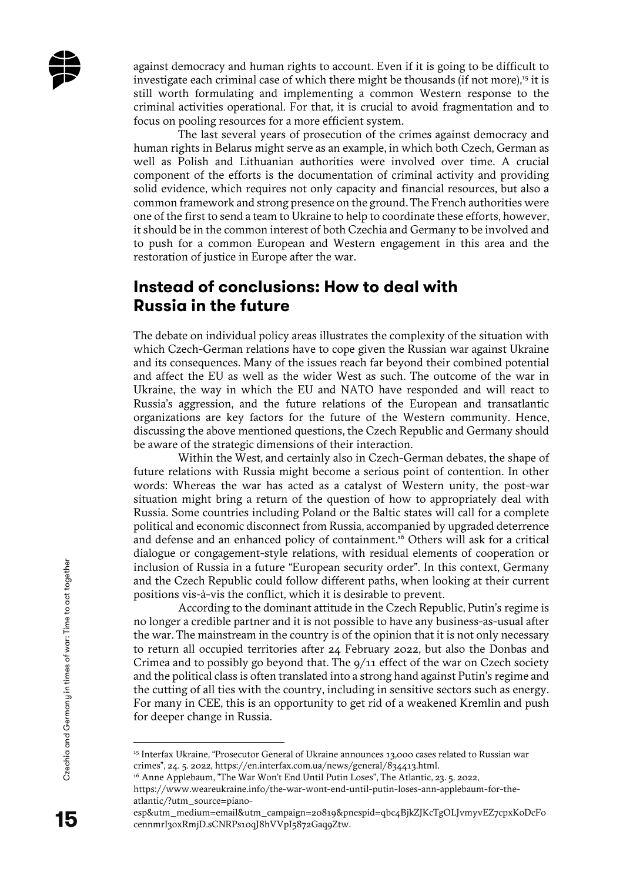against democracy and human rights to account. Even if it is going to be difficult to investigate each criminal case of which there might be thousands (if not more),[15] it is still worth formulating and implementing a common Western response to the criminal activities operational. For that, it is crucial to avoid fragmentation and to focus on pooling resources for a more efficient system.

The last several years of prosecution of the crimes against democracy and human rights in Belarus might serve as an example, in which both Czech, German as well as Polish and Lithuanian authorities were involved over time. A crucial component of the efforts is the documentation of criminal activity and providing solid evidence, which requires not only capacity and financial resources, but also a common framework and strong presence on the ground. The French authorities were one of the first to send a team to Ukraine to help to coordinate these efforts, however, it should be in the common interest of both Czechia and Germany to be involved and to push for a common European and Western engagement in this area and the restoration of justice in Europe after the war.

## Instead of conclusions: How to deal with Russia in the future

The debate on individual policy areas illustrates the complexity of the situation with which Czech-German relations have to cope given the Russian war against Ukraine and its consequences. Many of the issues reach far beyond their combined potential and affect the EU as well as the wider West as such. The outcome of the war in Ukraine, the way in which the EU and NATO have responded and will react to Russia's aggression, and the future relations of the European and transatlantic organizations are key factors for the future of the Western community. Hence, discussing the above mentioned questions, the Czech Republic and Germany should be aware of the strategic dimensions of their interaction.

Within the West, and certainly also in Czech-German debates, the shape of future relations with Russia might become a serious point of contention. In other words: Whereas the war has acted as a catalyst of Western unity, the post-war situation might bring a return of the question of how to appropriately deal with Russia. Some countries including Poland or the Baltic states will call for a complete political and economic disconnect from Russia, accompanied by upgraded deterrence and defense and an enhanced policy of containment.[16] Others will ask for a critical dialogue or congagement-style relations, with residual elements of cooperation or inclusion of Russia in a future "European security order". In this context, Germany and the Czech Republic could follow different paths, when looking at their current positions vis-à-vis the conflict, which it is desirable to prevent.

According to the dominant attitude in the Czech Republic, Putin's regime is no longer a credible partner and it is not possible to have any business-as-usual after the war. The mainstream in the country is of the opinion that it is not only necessary to return all occupied territories after 24 February 2022, but also the Donbas and Crimea and to possibly go beyond that. The 9/11 effect of the war on Czech society and the political class is often translated into a strong hand against Putin's regime and the cutting of all ties with the country, including in sensitive sectors such as energy. For many in CEE, this is an opportunity to get rid of a weakened Kremlin and push for deeper change in Russia.

---

[15] Interfax Ukraine, "Prosecutor General of Ukraine announces 13,000 cases related to Russian war crimes", 24. 5. 2022, https://en.interfax.com.ua/news/general/834413.html.

[16] Anne Applebaum, "The War Won't End Until Putin Loses", The Atlantic, 23. 5. 2022, https://www.weareukraine.info/the-war-wont-end-until-putin-loses-ann-applebaum-for-the-atlantic/?utm_source=piano-esp&utm_medium=email&utm_campaign=20819&pnespid=qbc4BjkZJKcTgOLJvmyvEZ7cpxKoDcFocennmrI3oxRmjD.sCNRPs1oqJ8hVVpI5872Gaq9Ztw.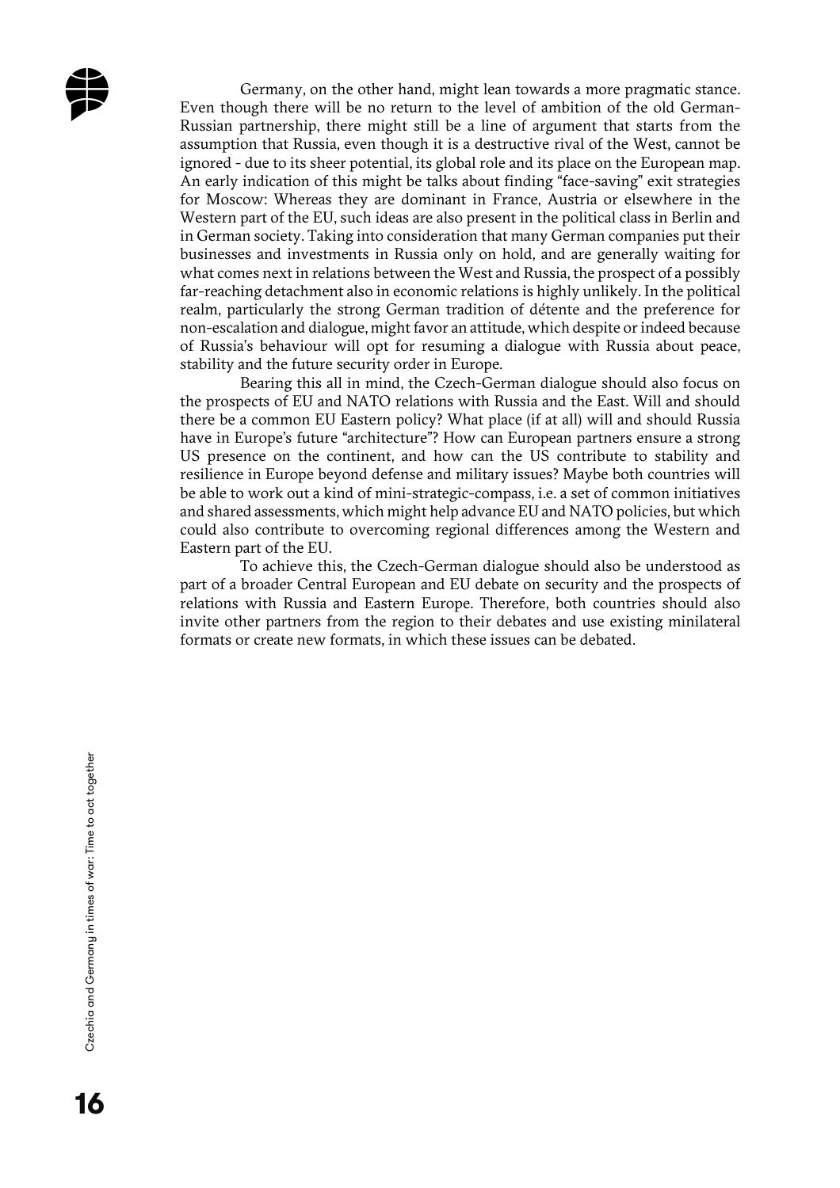Germany, on the other hand, might lean towards a more pragmatic stance. Even though there will be no return to the level of ambition of the old German-Russian partnership, there might still be a line of argument that starts from the assumption that Russia, even though it is a destructive rival of the West, cannot be ignored - due to its sheer potential, its global role and its place on the European map. An early indication of this might be talks about finding "face-saving" exit strategies for Moscow: Whereas they are dominant in France, Austria or elsewhere in the Western part of the EU, such ideas are also present in the political class in Berlin and in German society. Taking into consideration that many German companies put their businesses and investments in Russia only on hold, and are generally waiting for what comes next in relations between the West and Russia, the prospect of a possibly far-reaching detachment also in economic relations is highly unlikely. In the political realm, particularly the strong German tradition of détente and the preference for non-escalation and dialogue, might favor an attitude, which despite or indeed because of Russia's behaviour will opt for resuming a dialogue with Russia about peace, stability and the future security order in Europe.

Bearing this all in mind, the Czech-German dialogue should also focus on the prospects of EU and NATO relations with Russia and the East. Will and should there be a common EU Eastern policy? What place (if at all) will and should Russia have in Europe's future "architecture"? How can European partners ensure a strong US presence on the continent, and how can the US contribute to stability and resilience in Europe beyond defense and military issues? Maybe both countries will be able to work out a kind of mini-strategic-compass, i.e. a set of common initiatives and shared assessments, which might help advance EU and NATO policies, but which could also contribute to overcoming regional differences among the Western and Eastern part of the EU.

To achieve this, the Czech-German dialogue should also be understood as part of a broader Central European and EU debate on security and the prospects of relations with Russia and Eastern Europe. Therefore, both countries should also invite other partners from the region to their debates and use existing minilateral formats or create new formats, in which these issues can be debated.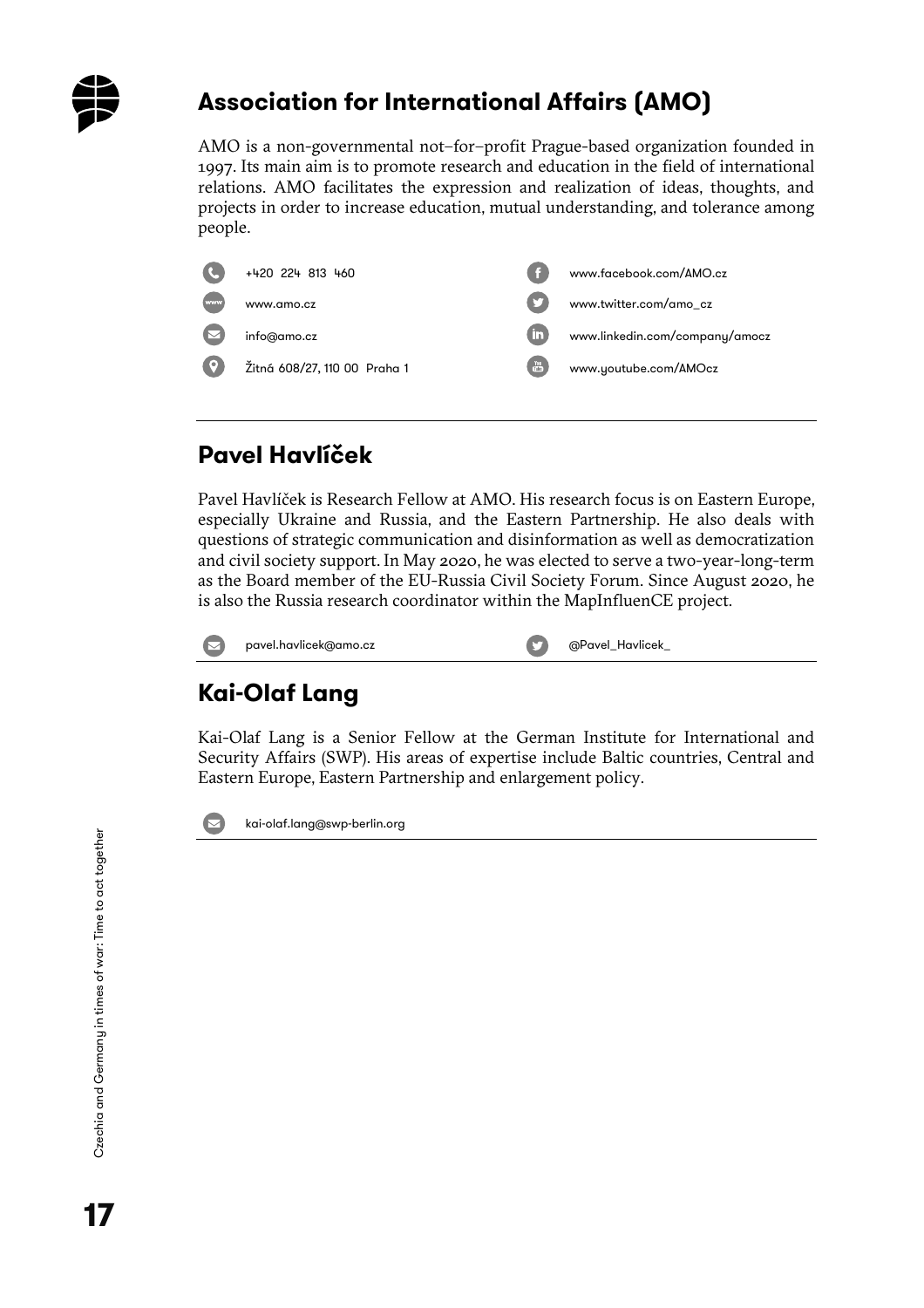## Association for International Affairs (AMO)

AMO is a non-governmental not–for–profit Prague-based organization founded in 1997. Its main aim is to promote research and education in the field of international relations. AMO facilitates the expression and realization of ideas, thoughts, and projects in order to increase education, mutual understanding, and tolerance among people.

+420 224 813 460
www.amo.cz
info@amo.cz
Žitná 608/27, 110 00 Praha 1
www.facebook.com/AMO.cz
www.twitter.com/amo_cz
www.linkedin.com/company/amocz
www.youtube.com/AMOcz

## Pavel Havlíček

Pavel Havlíček is Research Fellow at AMO. His research focus is on Eastern Europe, especially Ukraine and Russia, and the Eastern Partnership. He also deals with questions of strategic communication and disinformation as well as democratization and civil society support. In May 2020, he was elected to serve a two-year-long-term as the Board member of the EU-Russia Civil Society Forum. Since August 2020, he is also the Russia research coordinator within the MapInfluenCE project.

pavel.havlicek@amo.cz
@Pavel_Havlicek_

## Kai-Olaf Lang

Kai-Olaf Lang is a Senior Fellow at the German Institute for International and Security Affairs (SWP). His areas of expertise include Baltic countries, Central and Eastern Europe, Eastern Partnership and enlargement policy.

kai-olaf.lang@swp-berlin.org